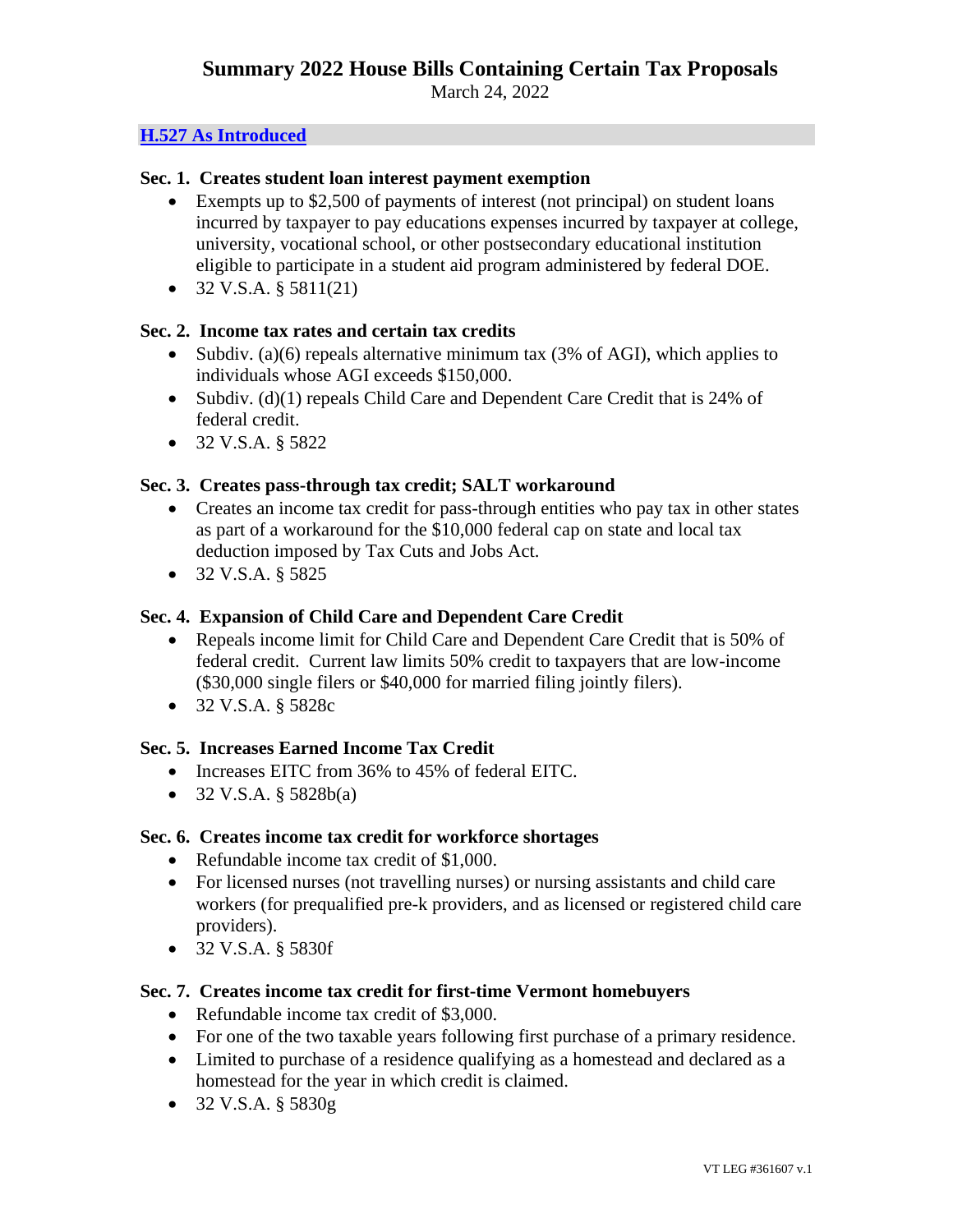# Summary 2022 House Bills Containing Certain Tax Proposals

March 24, 2022

## H.527 As Introduced

### Sec. 1. Creates student loan interest payment exemption

- Exempts up to $2,500 of payments of interest (not principal) on student loans incurred by taxpayer to pay educations expenses incurred by taxpayer at college, university, vocational school, or other postsecondary educational institution eligible to participate in a student aid program administered by federal DOE.
- 32 V.S.A. § 5811(21)

### Sec. 2. Income tax rates and certain tax credits

- Subdiv. (a)(6) repeals alternative minimum tax (3% of AGI), which applies to individuals whose AGI exceeds $150,000.
- Subdiv. (d)(1) repeals Child Care and Dependent Care Credit that is 24% of federal credit.
- 32 V.S.A. § 5822

### Sec. 3. Creates pass-through tax credit; SALT workaround

- Creates an income tax credit for pass-through entities who pay tax in other states as part of a workaround for the $10,000 federal cap on state and local tax deduction imposed by Tax Cuts and Jobs Act.
- 32 V.S.A. § 5825

### Sec. 4. Expansion of Child Care and Dependent Care Credit

- Repeals income limit for Child Care and Dependent Care Credit that is 50% of federal credit. Current law limits 50% credit to taxpayers that are low-income ($30,000 single filers or $40,000 for married filing jointly filers).
- 32 V.S.A. § 5828c

### Sec. 5. Increases Earned Income Tax Credit

- Increases EITC from 36% to 45% of federal EITC.
- 32 V.S.A. § 5828b(a)

### Sec. 6. Creates income tax credit for workforce shortages

- Refundable income tax credit of $1,000.
- For licensed nurses (not travelling nurses) or nursing assistants and child care workers (for prequalified pre-k providers, and as licensed or registered child care providers).
- 32 V.S.A. § 5830f

### Sec. 7. Creates income tax credit for first-time Vermont homebuyers

- Refundable income tax credit of $3,000.
- For one of the two taxable years following first purchase of a primary residence.
- Limited to purchase of a residence qualifying as a homestead and declared as a homestead for the year in which credit is claimed.
- 32 V.S.A. § 5830g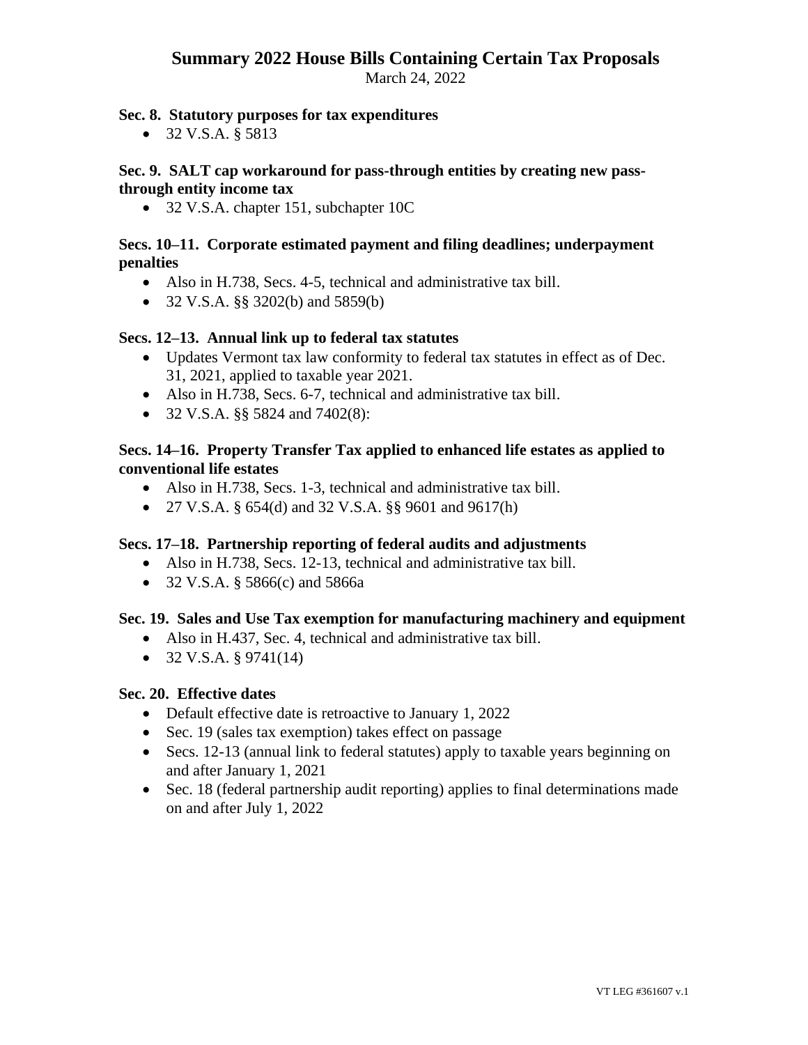# Summary 2022 House Bills Containing Certain Tax Proposals

March 24, 2022

**Sec. 8. Statutory purposes for tax expenditures**

- 32 V.S.A. § 5813

**Sec. 9. SALT cap workaround for pass-through entities by creating new pass-through entity income tax**

- 32 V.S.A. chapter 151, subchapter 10C

**Secs. 10–11. Corporate estimated payment and filing deadlines; underpayment penalties**

- Also in H.738, Secs. 4-5, technical and administrative tax bill.
- 32 V.S.A. §§ 3202(b) and 5859(b)

**Secs. 12–13. Annual link up to federal tax statutes**

- Updates Vermont tax law conformity to federal tax statutes in effect as of Dec. 31, 2021, applied to taxable year 2021.
- Also in H.738, Secs. 6-7, technical and administrative tax bill.
- 32 V.S.A. §§ 5824 and 7402(8):

**Secs. 14–16. Property Transfer Tax applied to enhanced life estates as applied to conventional life estates**

- Also in H.738, Secs. 1-3, technical and administrative tax bill.
- 27 V.S.A. § 654(d) and 32 V.S.A. §§ 9601 and 9617(h)

**Secs. 17–18. Partnership reporting of federal audits and adjustments**

- Also in H.738, Secs. 12-13, technical and administrative tax bill.
- 32 V.S.A. § 5866(c) and 5866a

**Sec. 19. Sales and Use Tax exemption for manufacturing machinery and equipment**

- Also in H.437, Sec. 4, technical and administrative tax bill.
- 32 V.S.A. § 9741(14)

**Sec. 20. Effective dates**

- Default effective date is retroactive to January 1, 2022
- Sec. 19 (sales tax exemption) takes effect on passage
- Secs. 12-13 (annual link to federal statutes) apply to taxable years beginning on and after January 1, 2021
- Sec. 18 (federal partnership audit reporting) applies to final determinations made on and after July 1, 2022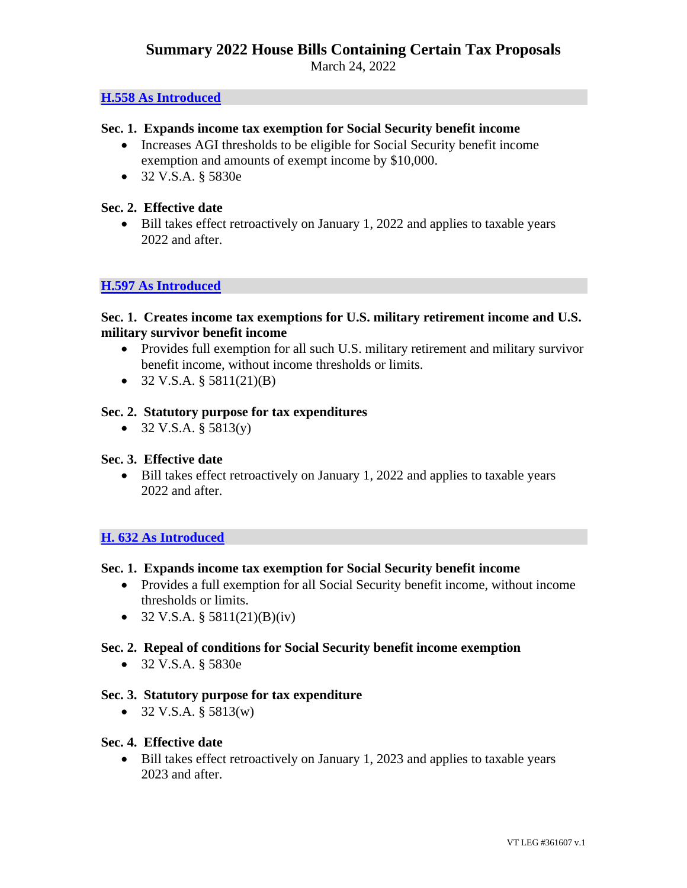# Summary 2022 House Bills Containing Certain Tax Proposals

March 24, 2022

## H.558 As Introduced

**Sec. 1. Expands income tax exemption for Social Security benefit income**

- Increases AGI thresholds to be eligible for Social Security benefit income exemption and amounts of exempt income by $10,000.
- 32 V.S.A. § 5830e

**Sec. 2. Effective date**

- Bill takes effect retroactively on January 1, 2022 and applies to taxable years 2022 and after.

## H.597 As Introduced

**Sec. 1. Creates income tax exemptions for U.S. military retirement income and U.S. military survivor benefit income**

- Provides full exemption for all such U.S. military retirement and military survivor benefit income, without income thresholds or limits.
- 32 V.S.A. § 5811(21)(B)

**Sec. 2. Statutory purpose for tax expenditures**

- 32 V.S.A. § 5813(y)

**Sec. 3. Effective date**

- Bill takes effect retroactively on January 1, 2022 and applies to taxable years 2022 and after.

## H. 632 As Introduced

**Sec. 1. Expands income tax exemption for Social Security benefit income**

- Provides a full exemption for all Social Security benefit income, without income thresholds or limits.
- 32 V.S.A. § 5811(21)(B)(iv)

**Sec. 2. Repeal of conditions for Social Security benefit income exemption**

- 32 V.S.A. § 5830e

**Sec. 3. Statutory purpose for tax expenditure**

- 32 V.S.A. § 5813(w)

**Sec. 4. Effective date**

- Bill takes effect retroactively on January 1, 2023 and applies to taxable years 2023 and after.

VT LEG #361607 v.1